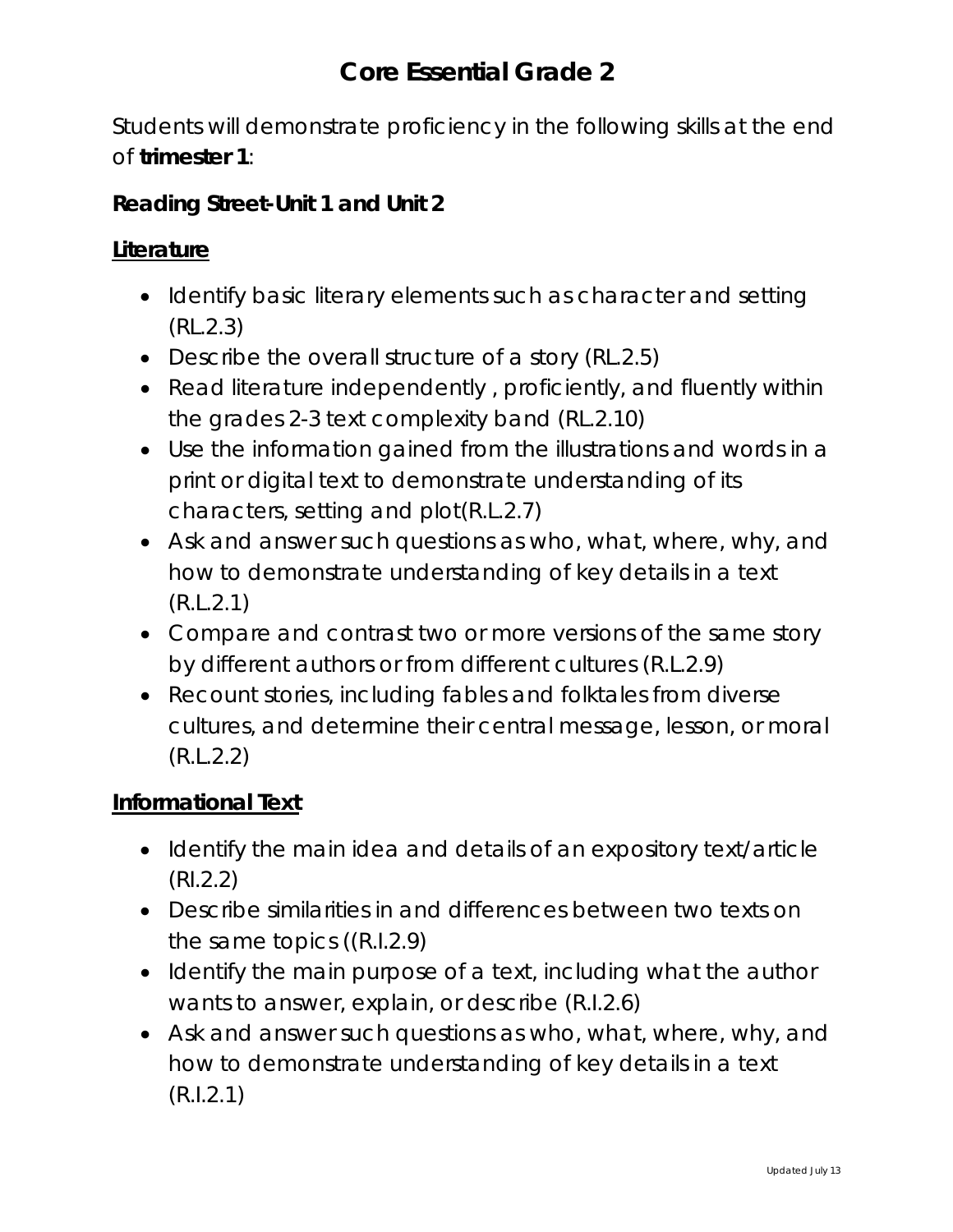# Core Essential Grade 2

Students will demonstrate proficiency in the following skills at the end of **trimester 1**:

### Reading Street-Unit 1 and Unit 2

**Literature**

- Identify basic literary elements such as character and setting (RL.2.3)
- Describe the overall structure of a story (RL.2.5)
- Read literature independently , proficiently, and fluently within the grades 2-3 text complexity band (RL.2.10)
- Use the information gained from the illustrations and words in a print or digital text to demonstrate understanding of its characters, setting and plot(R.L.2.7)
- Ask and answer such questions as who, what, where, why, and how to demonstrate understanding of key details in a text (R.L.2.1)
- Compare and contrast two or more versions of the same story by different authors or from different cultures (R.L.2.9)
- Recount stories, including fables and folktales from diverse cultures, and determine their central message, lesson, or moral (R.L.2.2)

**Informational Text**

- Identify the main idea and details of an expository text/article (RI.2.2)
- Describe similarities in and differences between two texts on the same topics ((R.I.2.9)
- Identify the main purpose of a text, including what the author wants to answer, explain, or describe (R.I.2.6)
- Ask and answer such questions as who, what, where, why, and how to demonstrate understanding of key details in a text (R.I.2.1)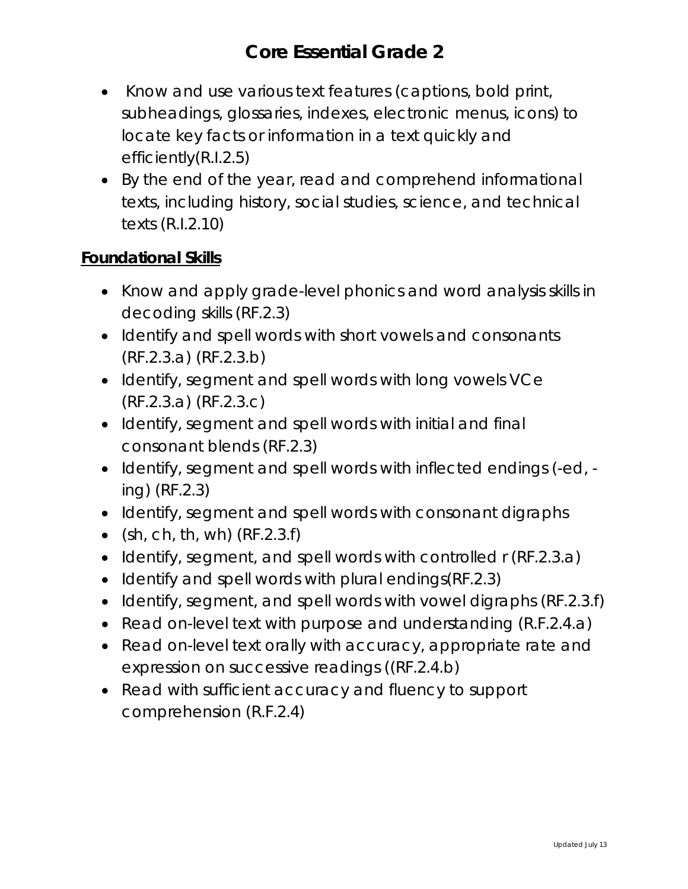# Core Essential Grade 2

- Know and use various text features (captions, bold print, subheadings, glossaries, indexes, electronic menus, icons) to locate key facts or information in a text quickly and efficiently(R.I.2.5)
- By the end of the year, read and comprehend informational texts, including history, social studies, science, and technical texts (R.I.2.10)

**Foundational Skills**

- Know and apply grade-level phonics and word analysis skills in decoding skills (RF.2.3)
- Identify and spell words with short vowels and consonants (RF.2.3.a) (RF.2.3.b)
- Identify, segment and spell words with long vowels VCe (RF.2.3.a) (RF.2.3.c)
- Identify, segment and spell words with initial and final consonant blends (RF.2.3)
- Identify, segment and spell words with inflected endings (-ed, -ing) (RF.2.3)
- Identify, segment and spell words with consonant digraphs
- (sh, ch, th, wh) (RF.2.3.f)
- Identify, segment, and spell words with controlled r (RF.2.3.a)
- Identify and spell words with plural endings(RF.2.3)
- Identify, segment, and spell words with vowel digraphs (RF.2.3.f)
- Read on-level text with purpose and understanding (R.F.2.4.a)
- Read on-level text orally with accuracy, appropriate rate and expression on successive readings ((RF.2.4.b)
- Read with sufficient accuracy and fluency to support comprehension (R.F.2.4)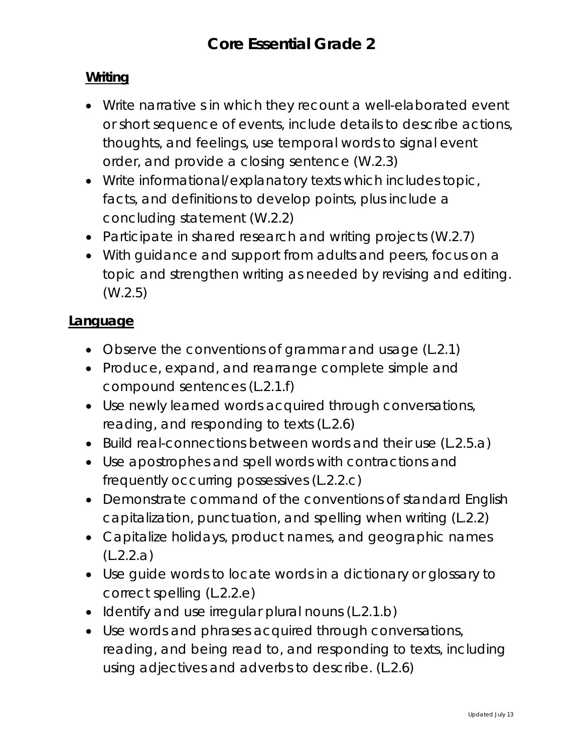# Core Essential Grade 2

**Writing**

- Write narrative s in which they recount a well-elaborated event or short sequence of events, include details to describe actions, thoughts, and feelings, use temporal words to signal event order, and provide a closing sentence (W.2.3)
- Write informational/explanatory texts which includes topic, facts, and definitions to develop points, plus include a concluding statement (W.2.2)
- Participate in shared research and writing projects (W.2.7)
- With guidance and support from adults and peers, focus on a topic and strengthen writing as needed by revising and editing. (W.2.5)

**Language**

- Observe the conventions of grammar and usage (L.2.1)
- Produce, expand, and rearrange complete simple and compound sentences (L.2.1.f)
- Use newly learned words acquired through conversations, reading, and responding to texts (L.2.6)
- Build real-connections between words and their use (L.2.5.a)
- Use apostrophes and spell words with contractions and frequently occurring possessives (L.2.2.c)
- Demonstrate command of the conventions of standard English capitalization, punctuation, and spelling when writing (L.2.2)
- Capitalize holidays, product names, and geographic names (L.2.2.a)
- Use guide words to locate words in a dictionary or glossary to correct spelling (L.2.2.e)
- Identify and use irregular plural nouns (L.2.1.b)
- Use words and phrases acquired through conversations, reading, and being read to, and responding to texts, including using adjectives and adverbs to describe. (L.2.6)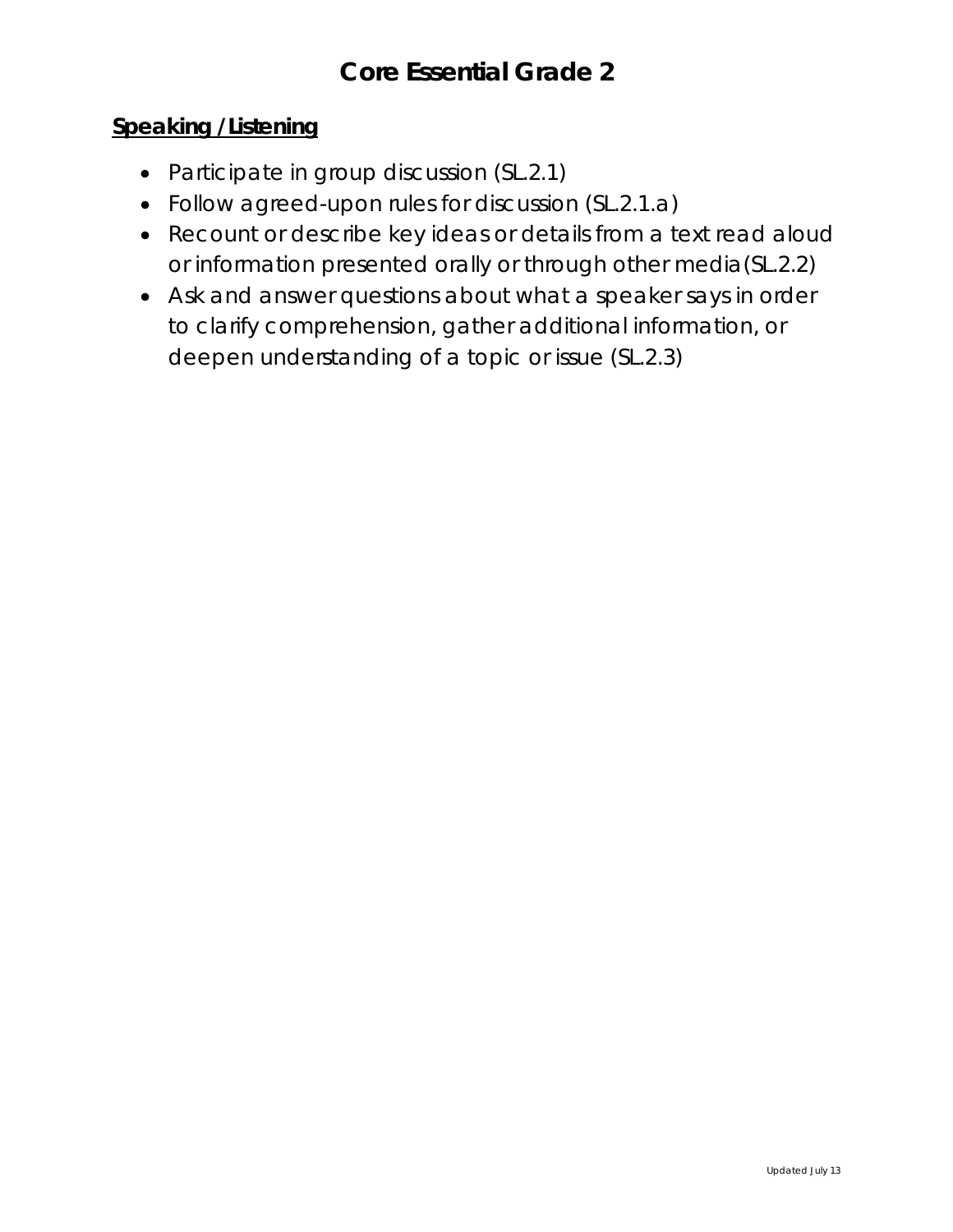# Core Essential Grade 2

**Speaking /Listening**

- Participate in group discussion (SL.2.1)
- Follow agreed-upon rules for discussion (SL.2.1.a)
- Recount or describe key ideas or details from a text read aloud or information presented orally or through other media(SL.2.2)
- Ask and answer questions about what a speaker says in order to clarify comprehension, gather additional information, or deepen understanding of a topic or issue (SL.2.3)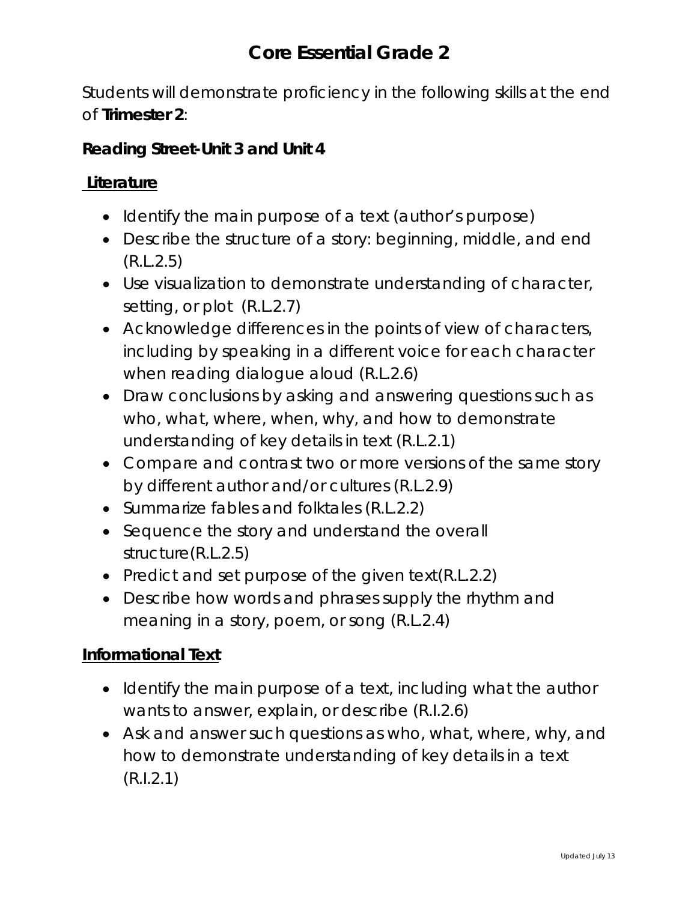# Core Essential Grade 2

Students will demonstrate proficiency in the following skills at the end of **Trimester 2**:

### Reading Street-Unit 3 and Unit 4

#### Literature

- Identify the main purpose of a text (author's purpose)
- Describe the structure of a story: beginning, middle, and end (R.L.2.5)
- Use visualization to demonstrate understanding of character, setting, or plot (R.L.2.7)
- Acknowledge differences in the points of view of characters, including by speaking in a different voice for each character when reading dialogue aloud (R.L.2.6)
- Draw conclusions by asking and answering questions such as who, what, where, when, why, and how to demonstrate understanding of key details in text (R.L.2.1)
- Compare and contrast two or more versions of the same story by different author and/or cultures (R.L.2.9)
- Summarize fables and folktales (R.L.2.2)
- Sequence the story and understand the overall structure(R.L.2.5)
- Predict and set purpose of the given text(R.L.2.2)
- Describe how words and phrases supply the rhythm and meaning in a story, poem, or song (R.L.2.4)

#### Informational Text

- Identify the main purpose of a text, including what the author wants to answer, explain, or describe (R.I.2.6)
- Ask and answer such questions as who, what, where, why, and how to demonstrate understanding of key details in a text (R.I.2.1)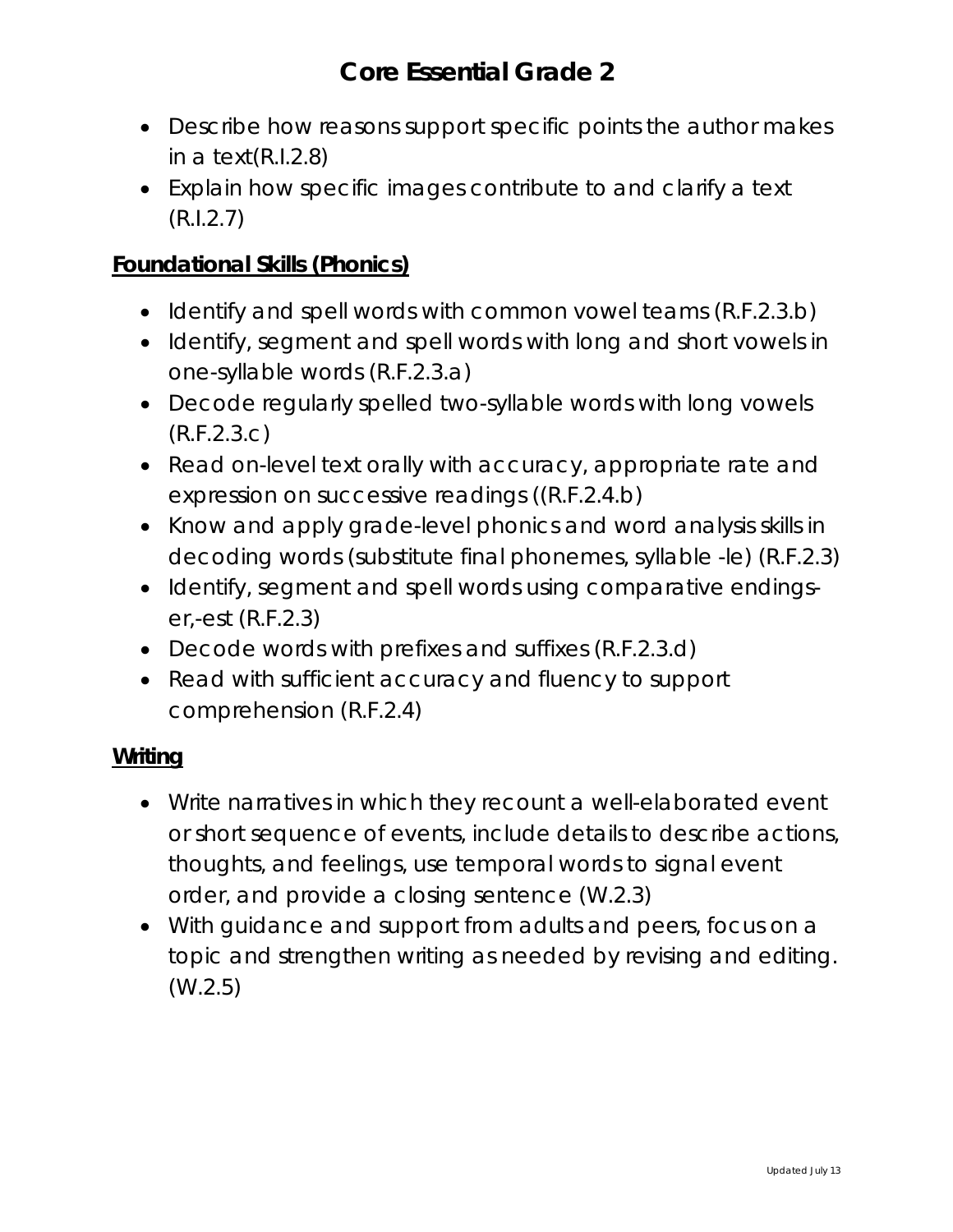# Core Essential Grade 2

- Describe how reasons support specific points the author makes in a text(R.I.2.8)
- Explain how specific images contribute to and clarify a text (R.I.2.7)

**Foundational Skills (Phonics)**

- Identify and spell words with common vowel teams (R.F.2.3.b)
- Identify, segment and spell words with long and short vowels in one-syllable words (R.F.2.3.a)
- Decode regularly spelled two-syllable words with long vowels (R.F.2.3.c)
- Read on-level text orally with accuracy, appropriate rate and expression on successive readings ((R.F.2.4.b)
- Know and apply grade-level phonics and word analysis skills in decoding words (substitute final phonemes, syllable -le) (R.F.2.3)
- Identify, segment and spell words using comparative endings-er,-est (R.F.2.3)
- Decode words with prefixes and suffixes (R.F.2.3.d)
- Read with sufficient accuracy and fluency to support comprehension (R.F.2.4)

**Writing**

- Write narratives in which they recount a well-elaborated event or short sequence of events, include details to describe actions, thoughts, and feelings, use temporal words to signal event order, and provide a closing sentence (W.2.3)
- With guidance and support from adults and peers, focus on a topic and strengthen writing as needed by revising and editing. (W.2.5)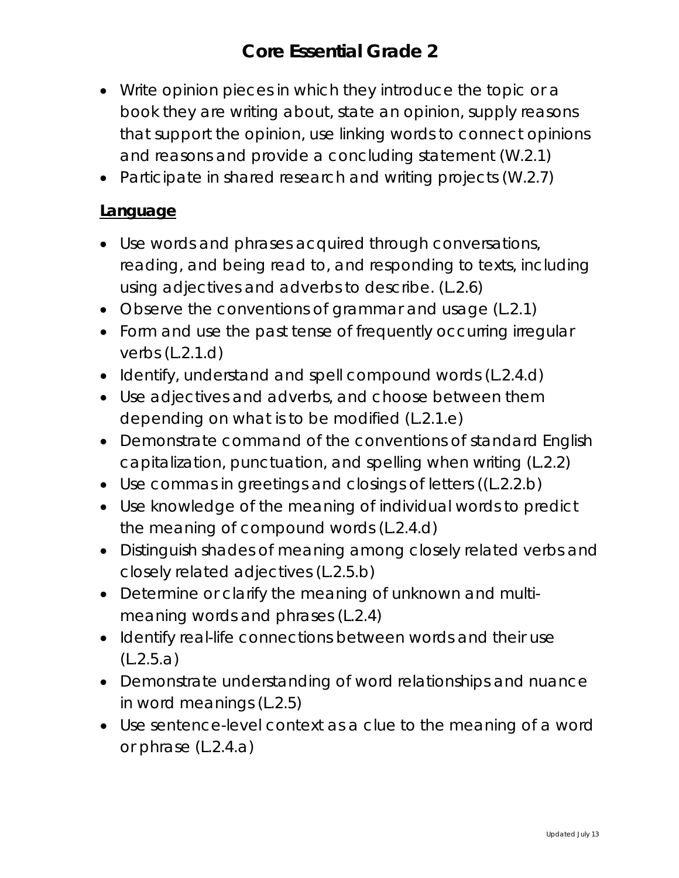# Core Essential Grade 2

- Write opinion pieces in which they introduce the topic or a book they are writing about, state an opinion, supply reasons that support the opinion, use linking words to connect opinions and reasons and provide a concluding statement (W.2.1)
- Participate in shared research and writing projects (W.2.7)

## Language

- Use words and phrases acquired through conversations, reading, and being read to, and responding to texts, including using adjectives and adverbs to describe. (L.2.6)
- Observe the conventions of grammar and usage (L.2.1)
- Form and use the past tense of frequently occurring irregular verbs (L.2.1.d)
- Identify, understand and spell compound words (L.2.4.d)
- Use adjectives and adverbs, and choose between them depending on what is to be modified (L.2.1.e)
- Demonstrate command of the conventions of standard English capitalization, punctuation, and spelling when writing (L.2.2)
- Use commas in greetings and closings of letters ((L.2.2.b)
- Use knowledge of the meaning of individual words to predict the meaning of compound words (L.2.4.d)
- Distinguish shades of meaning among closely related verbs and closely related adjectives (L.2.5.b)
- Determine or clarify the meaning of unknown and multi-meaning words and phrases (L.2.4)
- Identify real-life connections between words and their use (L.2.5.a)
- Demonstrate understanding of word relationships and nuance in word meanings (L.2.5)
- Use sentence-level context as a clue to the meaning of a word or phrase (L.2.4.a)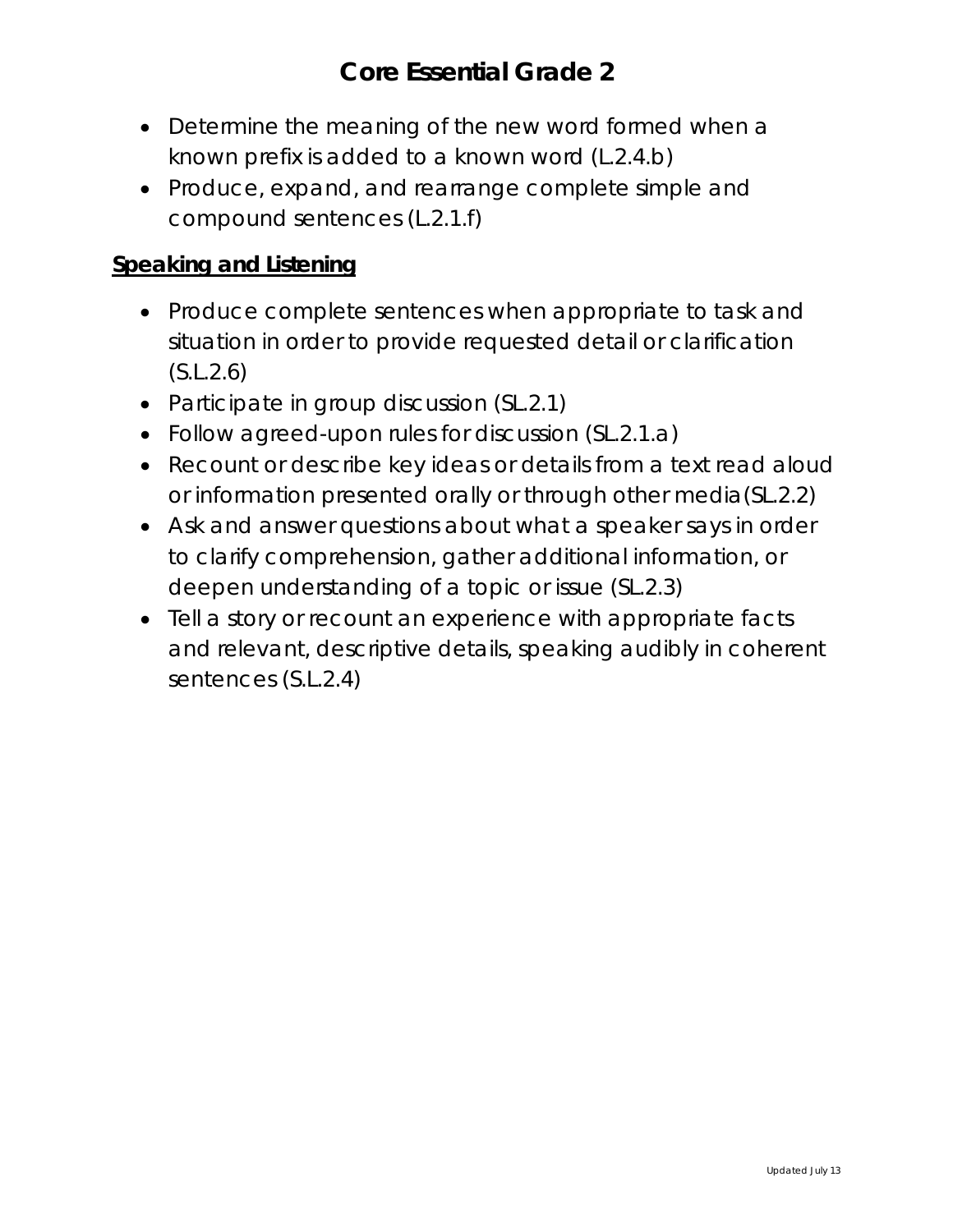# Core Essential Grade 2

- Determine the meaning of the new word formed when a known prefix is added to a known word (L.2.4.b)
- Produce, expand, and rearrange complete simple and compound sentences (L.2.1.f)

## Speaking and Listening

- Produce complete sentences when appropriate to task and situation in order to provide requested detail or clarification (S.L.2.6)
- Participate in group discussion (SL.2.1)
- Follow agreed-upon rules for discussion (SL.2.1.a)
- Recount or describe key ideas or details from a text read aloud or information presented orally or through other media (SL.2.2)
- Ask and answer questions about what a speaker says in order to clarify comprehension, gather additional information, or deepen understanding of a topic or issue (SL.2.3)
- Tell a story or recount an experience with appropriate facts and relevant, descriptive details, speaking audibly in coherent sentences (S.L.2.4)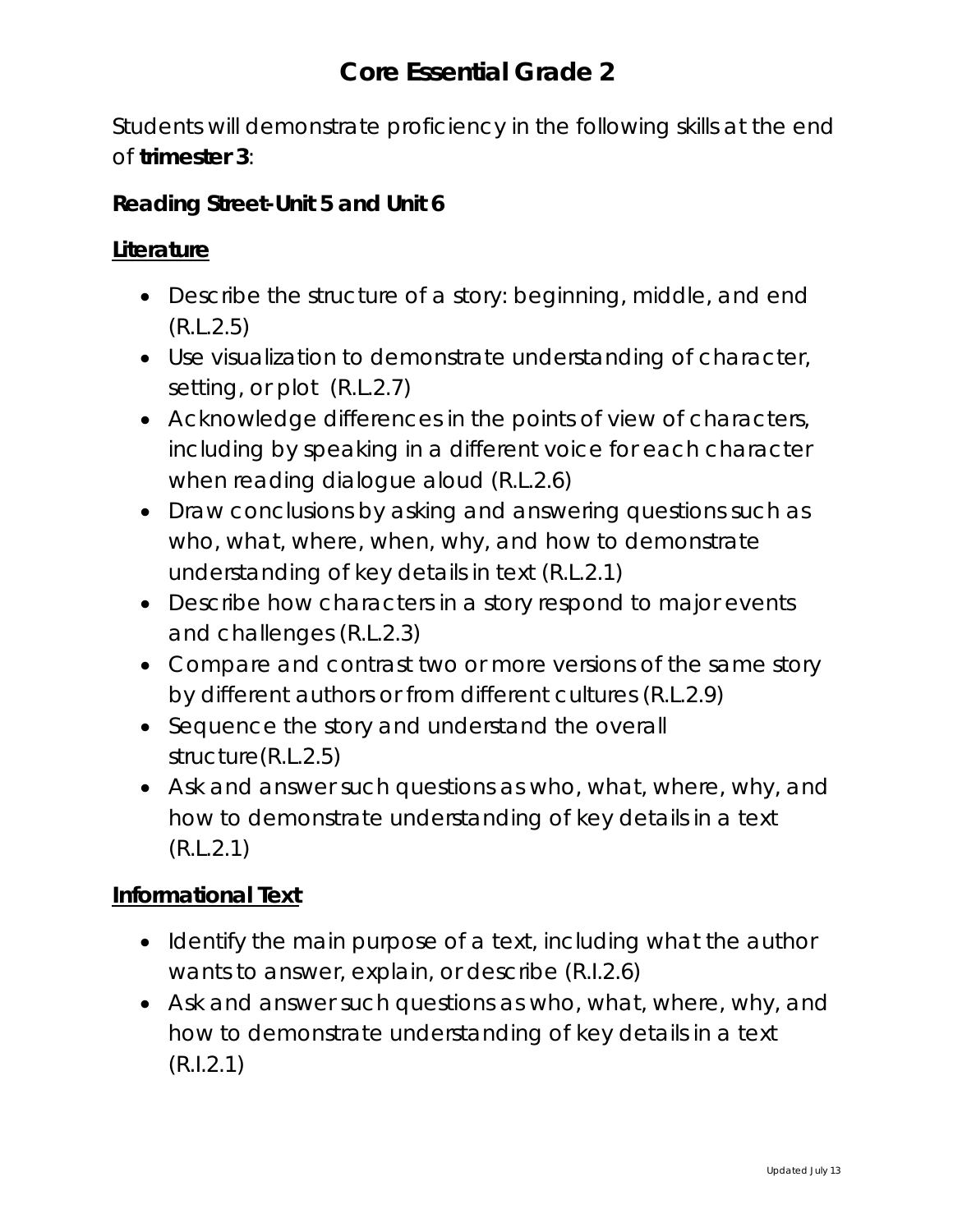# Core Essential Grade 2

Students will demonstrate proficiency in the following skills at the end of **trimester 3**:

### Reading Street-Unit 5 and Unit 6

**Literature**

- Describe the structure of a story: beginning, middle, and end (R.L.2.5)
- Use visualization to demonstrate understanding of character, setting, or plot (R.L.2.7)
- Acknowledge differences in the points of view of characters, including by speaking in a different voice for each character when reading dialogue aloud (R.L.2.6)
- Draw conclusions by asking and answering questions such as who, what, where, when, why, and how to demonstrate understanding of key details in text (R.L.2.1)
- Describe how characters in a story respond to major events and challenges (R.L.2.3)
- Compare and contrast two or more versions of the same story by different authors or from different cultures (R.L.2.9)
- Sequence the story and understand the overall structure(R.L.2.5)
- Ask and answer such questions as who, what, where, why, and how to demonstrate understanding of key details in a text (R.L.2.1)

**Informational Text**

- Identify the main purpose of a text, including what the author wants to answer, explain, or describe (R.I.2.6)
- Ask and answer such questions as who, what, where, why, and how to demonstrate understanding of key details in a text (R.I.2.1)

Updated July 13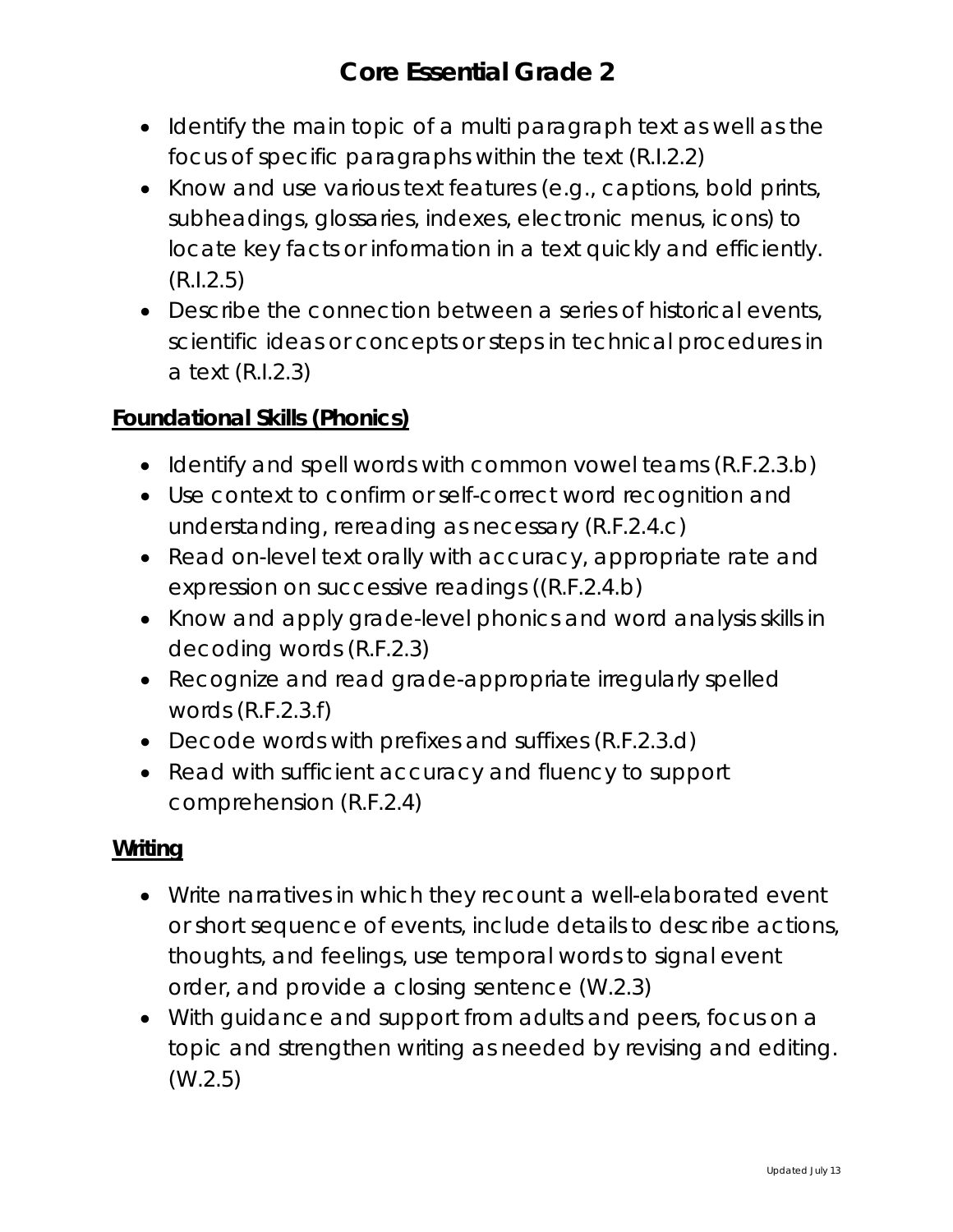# Core Essential Grade 2

- Identify the main topic of a multi paragraph text as well as the focus of specific paragraphs within the text (R.I.2.2)
- Know and use various text features (e.g., captions, bold prints, subheadings, glossaries, indexes, electronic menus, icons) to locate key facts or information in a text quickly and efficiently. (R.I.2.5)
- Describe the connection between a series of historical events, scientific ideas or concepts or steps in technical procedures in a text (R.I.2.3)

**Foundational Skills (Phonics)**

- Identify and spell words with common vowel teams (R.F.2.3.b)
- Use context to confirm or self-correct word recognition and understanding, rereading as necessary (R.F.2.4.c)
- Read on-level text orally with accuracy, appropriate rate and expression on successive readings ((R.F.2.4.b)
- Know and apply grade-level phonics and word analysis skills in decoding words (R.F.2.3)
- Recognize and read grade-appropriate irregularly spelled words (R.F.2.3.f)
- Decode words with prefixes and suffixes (R.F.2.3.d)
- Read with sufficient accuracy and fluency to support comprehension (R.F.2.4)

**Writing**

- Write narratives in which they recount a well-elaborated event or short sequence of events, include details to describe actions, thoughts, and feelings, use temporal words to signal event order, and provide a closing sentence (W.2.3)
- With guidance and support from adults and peers, focus on a topic and strengthen writing as needed by revising and editing. (W.2.5)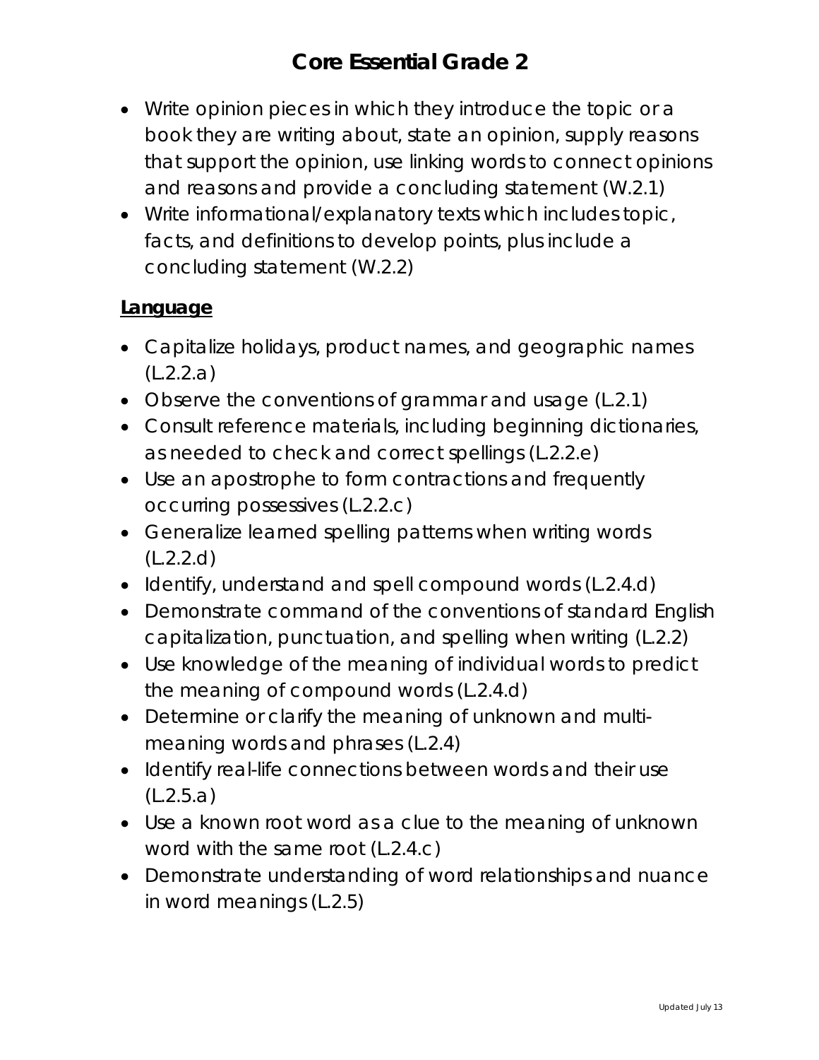# Core Essential Grade 2

- Write opinion pieces in which they introduce the topic or a book they are writing about, state an opinion, supply reasons that support the opinion, use linking words to connect opinions and reasons and provide a concluding statement (W.2.1)
- Write informational/explanatory texts which includes topic, facts, and definitions to develop points, plus include a concluding statement (W.2.2)

## Language

- Capitalize holidays, product names, and geographic names (L.2.2.a)
- Observe the conventions of grammar and usage (L.2.1)
- Consult reference materials, including beginning dictionaries, as needed to check and correct spellings (L.2.2.e)
- Use an apostrophe to form contractions and frequently occurring possessives (L.2.2.c)
- Generalize learned spelling patterns when writing words (L.2.2.d)
- Identify, understand and spell compound words (L.2.4.d)
- Demonstrate command of the conventions of standard English capitalization, punctuation, and spelling when writing (L.2.2)
- Use knowledge of the meaning of individual words to predict the meaning of compound words (L.2.4.d)
- Determine or clarify the meaning of unknown and multi-meaning words and phrases (L.2.4)
- Identify real-life connections between words and their use (L.2.5.a)
- Use a known root word as a clue to the meaning of unknown word with the same root (L.2.4.c)
- Demonstrate understanding of word relationships and nuance in word meanings (L.2.5)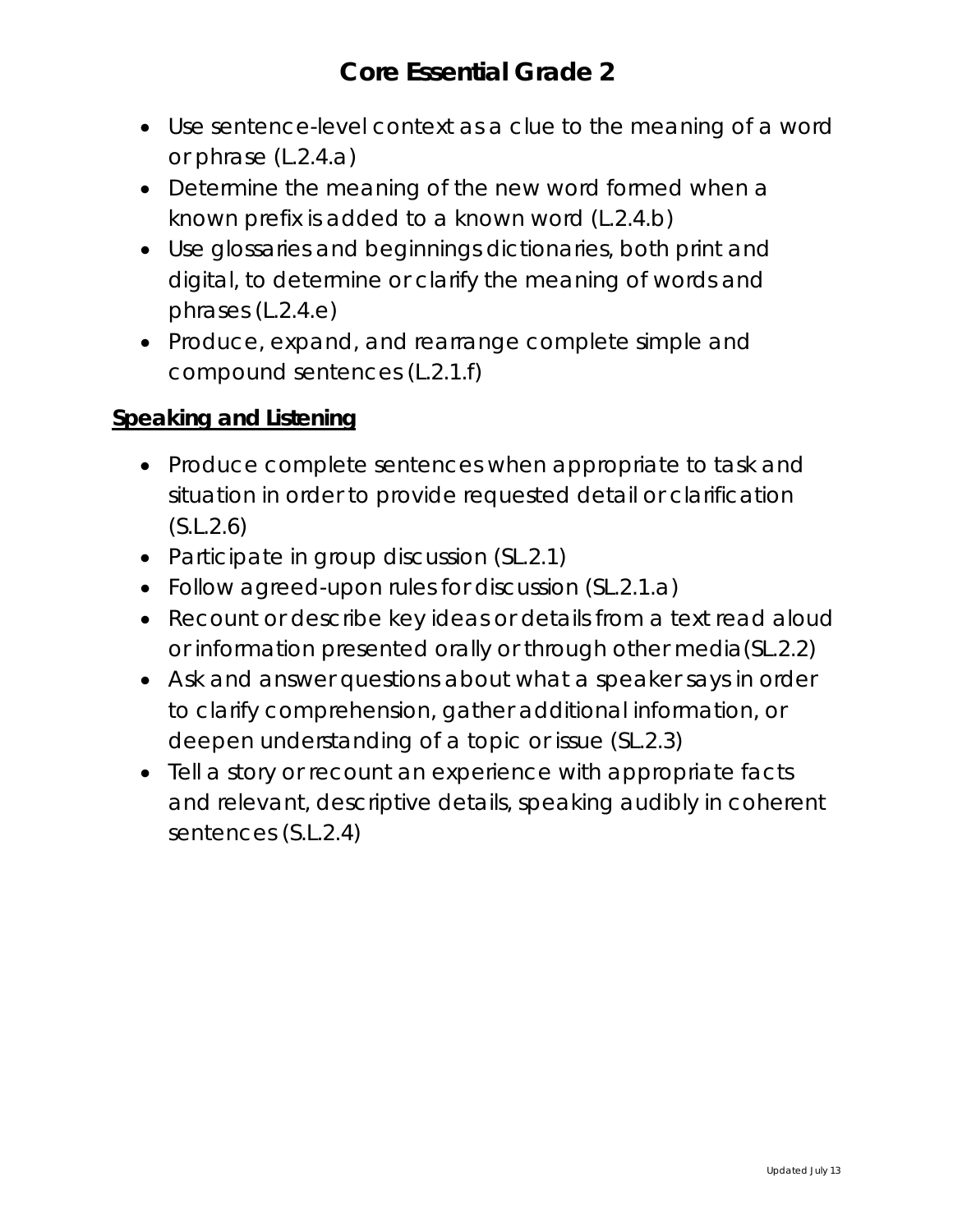# Core Essential Grade 2

- Use sentence-level context as a clue to the meaning of a word or phrase (L.2.4.a)
- Determine the meaning of the new word formed when a known prefix is added to a known word (L.2.4.b)
- Use glossaries and beginnings dictionaries, both print and digital, to determine or clarify the meaning of words and phrases (L.2.4.e)
- Produce, expand, and rearrange complete simple and compound sentences (L.2.1.f)

**Speaking and Listening**

- Produce complete sentences when appropriate to task and situation in order to provide requested detail or clarification (S.L.2.6)
- Participate in group discussion (SL.2.1)
- Follow agreed-upon rules for discussion (SL.2.1.a)
- Recount or describe key ideas or details from a text read aloud or information presented orally or through other media(SL.2.2)
- Ask and answer questions about what a speaker says in order to clarify comprehension, gather additional information, or deepen understanding of a topic or issue (SL.2.3)
- Tell a story or recount an experience with appropriate facts and relevant, descriptive details, speaking audibly in coherent sentences (S.L.2.4)

Updated July 13